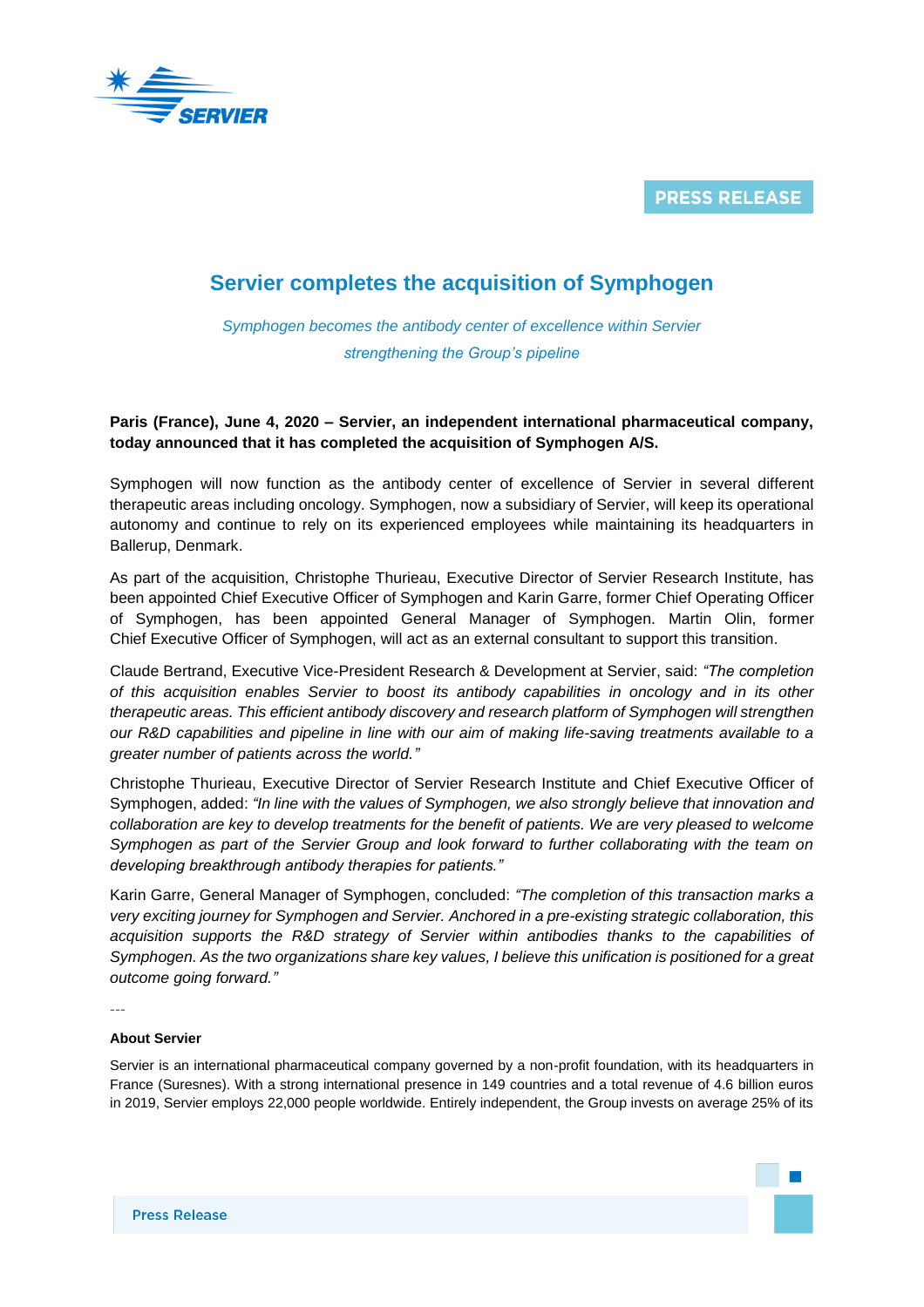PRESS RELEASE

# Servier completes the acquisition of Symphogen

*Symphogen becomes the antibody center of excellence within Servier strengthening the Group's pipeline*

**Paris (France), June 4, 2020 – Servier, an independent international pharmaceutical company, today announced that it has completed the acquisition of Symphogen A/S.**

Symphogen will now function as the antibody center of excellence of Servier in several different therapeutic areas including oncology. Symphogen, now a subsidiary of Servier, will keep its operational autonomy and continue to rely on its experienced employees while maintaining its headquarters in Ballerup, Denmark.

As part of the acquisition, Christophe Thurieau, Executive Director of Servier Research Institute, has been appointed Chief Executive Officer of Symphogen and Karin Garre, former Chief Operating Officer of Symphogen, has been appointed General Manager of Symphogen. Martin Olin, former Chief Executive Officer of Symphogen, will act as an external consultant to support this transition.

Claude Bertrand, Executive Vice-President Research & Development at Servier, said: *"The completion of this acquisition enables Servier to boost its antibody capabilities in oncology and in its other therapeutic areas. This efficient antibody discovery and research platform of Symphogen will strengthen our R&D capabilities and pipeline in line with our aim of making life-saving treatments available to a greater number of patients across the world."*

Christophe Thurieau, Executive Director of Servier Research Institute and Chief Executive Officer of Symphogen, added: *"In line with the values of Symphogen, we also strongly believe that innovation and collaboration are key to develop treatments for the benefit of patients. We are very pleased to welcome Symphogen as part of the Servier Group and look forward to further collaborating with the team on developing breakthrough antibody therapies for patients."*

Karin Garre, General Manager of Symphogen, concluded: *"The completion of this transaction marks a very exciting journey for Symphogen and Servier. Anchored in a pre-existing strategic collaboration, this acquisition supports the R&D strategy of Servier within antibodies thanks to the capabilities of Symphogen. As the two organizations share key values, I believe this unification is positioned for a great outcome going forward."*

---

**About Servier**

Servier is an international pharmaceutical company governed by a non-profit foundation, with its headquarters in France (Suresnes). With a strong international presence in 149 countries and a total revenue of 4.6 billion euros in 2019, Servier employs 22,000 people worldwide. Entirely independent, the Group invests on average 25% of its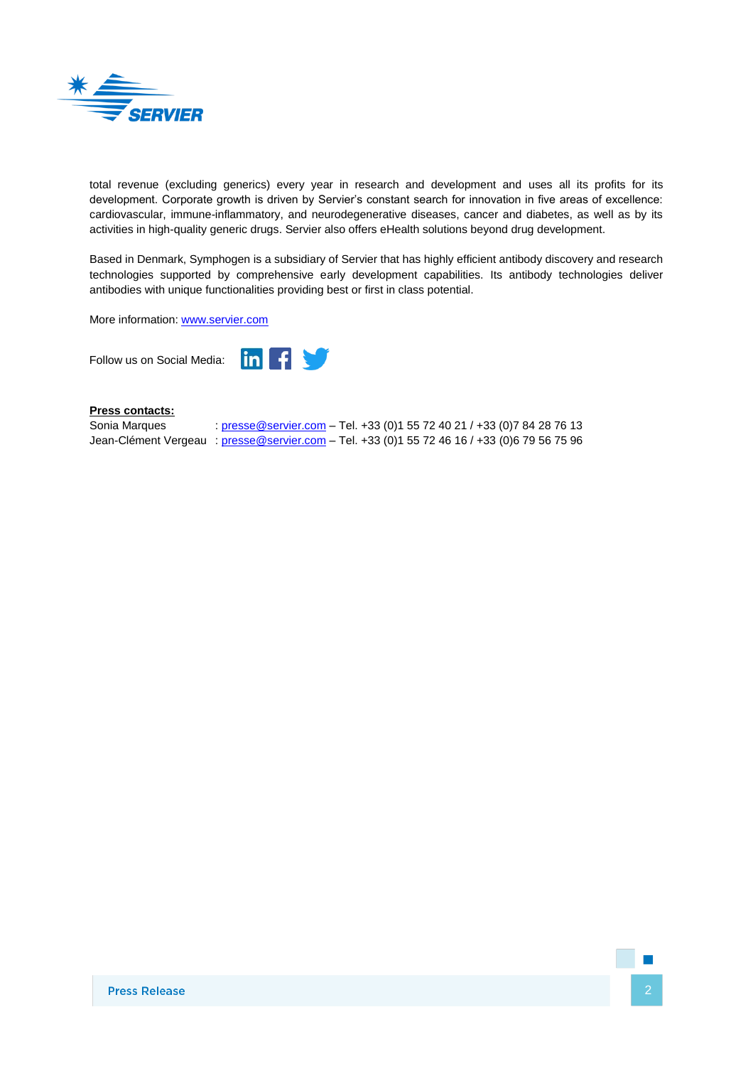total revenue (excluding generics) every year in research and development and uses all its profits for its development. Corporate growth is driven by Servier's constant search for innovation in five areas of excellence: cardiovascular, immune-inflammatory, and neurodegenerative diseases, cancer and diabetes, as well as by its activities in high-quality generic drugs. Servier also offers eHealth solutions beyond drug development.

Based in Denmark, Symphogen is a subsidiary of Servier that has highly efficient antibody discovery and research technologies supported by comprehensive early development capabilities. Its antibody technologies deliver antibodies with unique functionalities providing best or first in class potential.

More information: [www.servier.com](www.servier.com)

Follow us on Social Media:

**Press contacts:**

Sonia Marques : presse@servier.com – Tel. +33 (0)1 55 72 40 21 / +33 (0)7 84 28 76 13
Jean-Clément Vergeau : presse@servier.com – Tel. +33 (0)1 55 72 46 16 / +33 (0)6 79 56 75 96